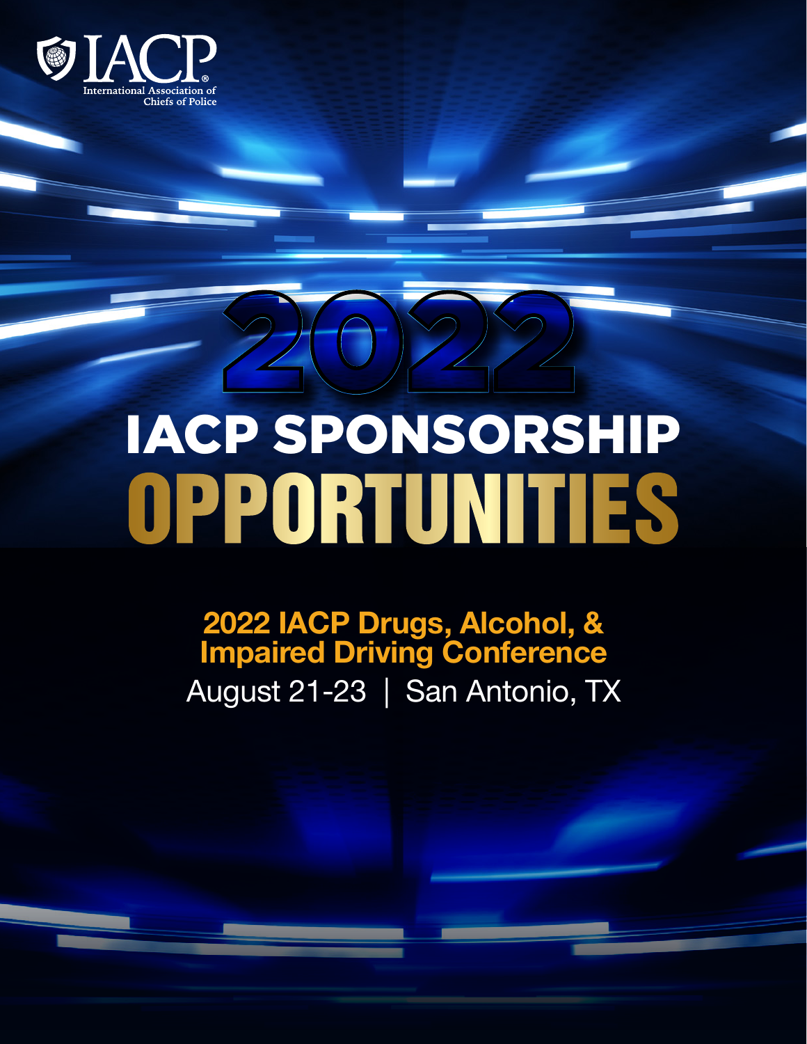IACP
International Association of Chiefs of Police

# 2022

# IACP SPONSORSHIP OPPORTUNITIES

## 2022 IACP Drugs, Alcohol, & Impaired Driving Conference

August 21-23 | San Antonio, TX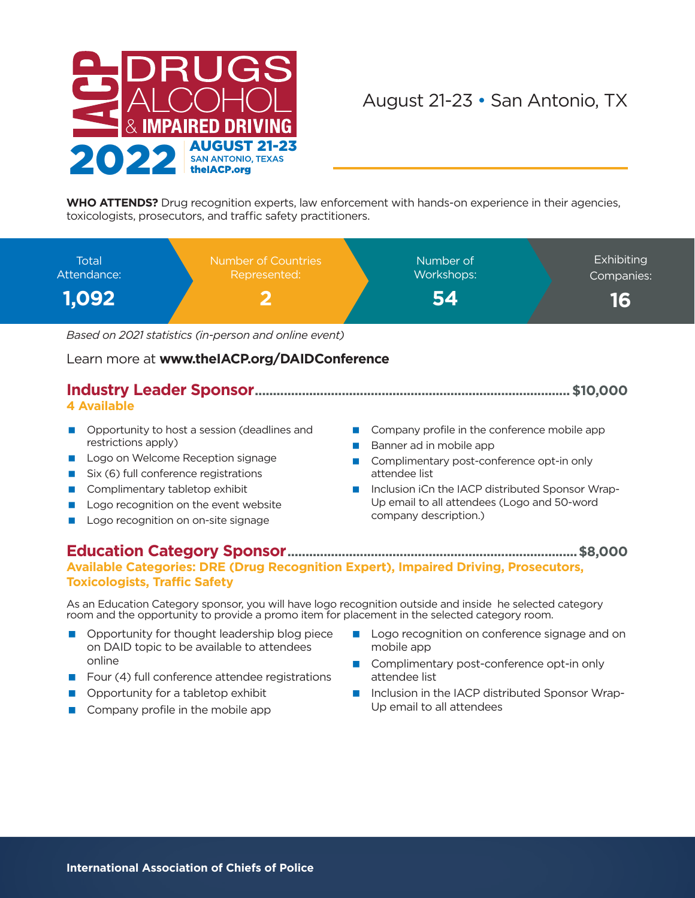# IACP DRUGS ALCOHOL & IMPAIRED DRIVING 2022

**AUGUST 21-23**
SAN ANTONIO, TEXAS
theIACP.org

August 21-23 • San Antonio, TX

**WHO ATTENDS?** Drug recognition experts, law enforcement with hands-on experience in their agencies, toxicologists, prosecutors, and traffic safety practitioners.

| Total Attendance: | Number of Countries Represented: | Number of Workshops: | Exhibiting Companies: |
|---|---|---|---|
| **1,092** | **2** | **54** | **16** |

*Based on 2021 statistics (in-person and online event)*

Learn more at **www.theIACP.org/DAIDConference**

## Industry Leader Sponsor.............................................. $10,000

**4 Available**

- Opportunity to host a session (deadlines and restrictions apply)
- Logo on Welcome Reception signage
- Six (6) full conference registrations
- Complimentary tabletop exhibit
- Logo recognition on the event website
- Logo recognition on on-site signage
- Company profile in the conference mobile app
- Banner ad in mobile app
- Complimentary post-conference opt-in only attendee list
- Inclusion iCn the IACP distributed Sponsor Wrap-Up email to all attendees (Logo and 50-word company description.)

## Education Category Sponsor.............................................. $8,000

**Available Categories: DRE (Drug Recognition Expert), Impaired Driving, Prosecutors, Toxicologists, Traffic Safety**

As an Education Category sponsor, you will have logo recognition outside and inside he selected category room and the opportunity to provide a promo item for placement in the selected category room.

- Opportunity for thought leadership blog piece on DAID topic to be available to attendees online
- Four (4) full conference attendee registrations
- Opportunity for a tabletop exhibit
- Company profile in the mobile app
- Logo recognition on conference signage and on mobile app
- Complimentary post-conference opt-in only attendee list
- Inclusion in the IACP distributed Sponsor Wrap-Up email to all attendees

**International Association of Chiefs of Police**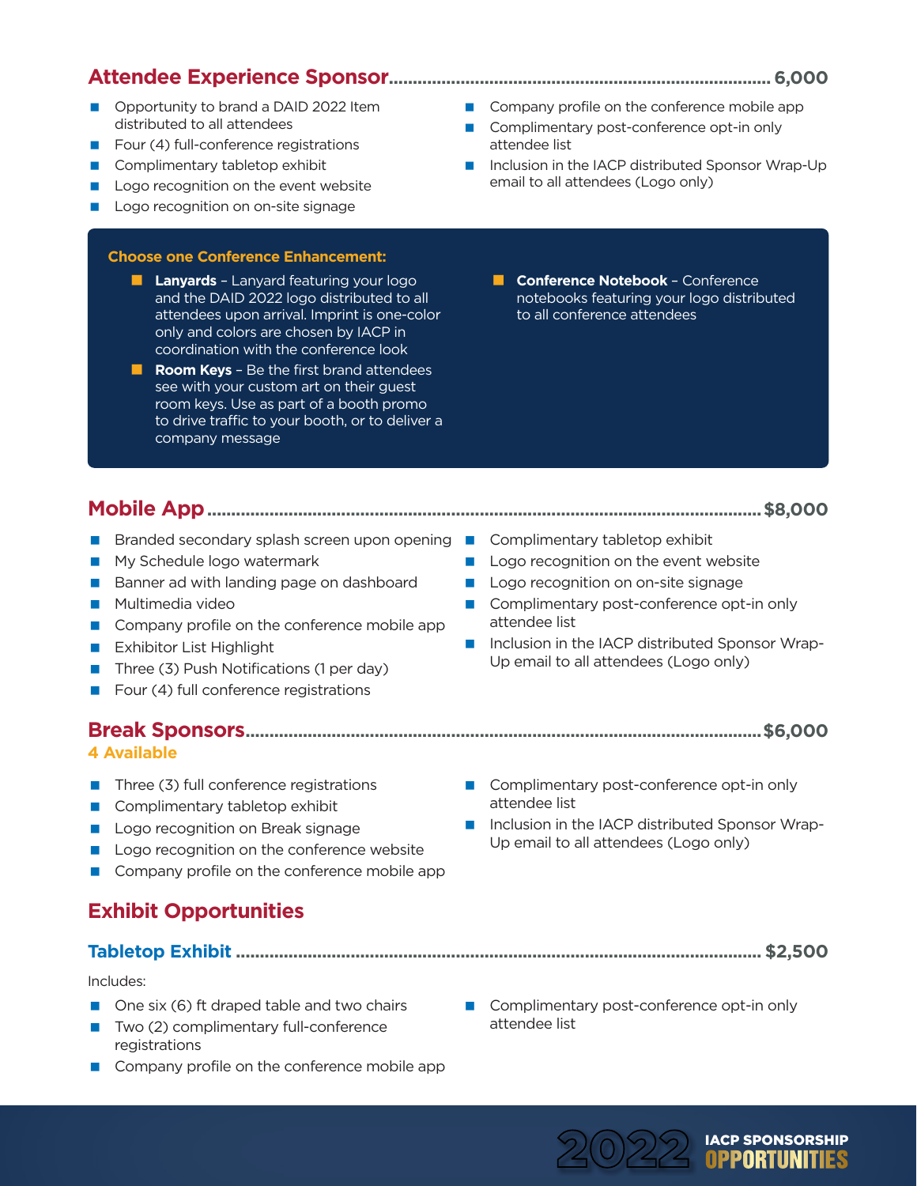## Attendee Experience Sponsor ........................................ 6,000

- Opportunity to brand a DAID 2022 Item distributed to all attendees
- Four (4) full-conference registrations
- Complimentary tabletop exhibit
- Logo recognition on the event website
- Logo recognition on on-site signage
- Company profile on the conference mobile app
- Complimentary post-conference opt-in only attendee list
- Inclusion in the IACP distributed Sponsor Wrap-Up email to all attendees (Logo only)

**Choose one Conference Enhancement:**

- **Lanyards** – Lanyard featuring your logo and the DAID 2022 logo distributed to all attendees upon arrival. Imprint is one-color only and colors are chosen by IACP in coordination with the conference look
- **Room Keys** – Be the first brand attendees see with your custom art on their guest room keys. Use as part of a booth promo to drive traffic to your booth, or to deliver a company message
- **Conference Notebook** – Conference notebooks featuring your logo distributed to all conference attendees

## Mobile App ........................................ $8,000

- Branded secondary splash screen upon opening
- My Schedule logo watermark
- Banner ad with landing page on dashboard
- Multimedia video
- Company profile on the conference mobile app
- Exhibitor List Highlight
- Three (3) Push Notifications (1 per day)
- Four (4) full conference registrations
- Complimentary tabletop exhibit
- Logo recognition on the event website
- Logo recognition on on-site signage
- Complimentary post-conference opt-in only attendee list
- Inclusion in the IACP distributed Sponsor Wrap-Up email to all attendees (Logo only)

## Break Sponsors ........................................ $6,000

**4 Available**

- Three (3) full conference registrations
- Complimentary tabletop exhibit
- Logo recognition on Break signage
- Logo recognition on the conference website
- Company profile on the conference mobile app
- Complimentary post-conference opt-in only attendee list
- Inclusion in the IACP distributed Sponsor Wrap-Up email to all attendees (Logo only)

## Exhibit Opportunities

### Tabletop Exhibit ........................................ $2,500

Includes:

- One six (6) ft draped table and two chairs
- Two (2) complimentary full-conference registrations
- Company profile on the conference mobile app
- Complimentary post-conference opt-in only attendee list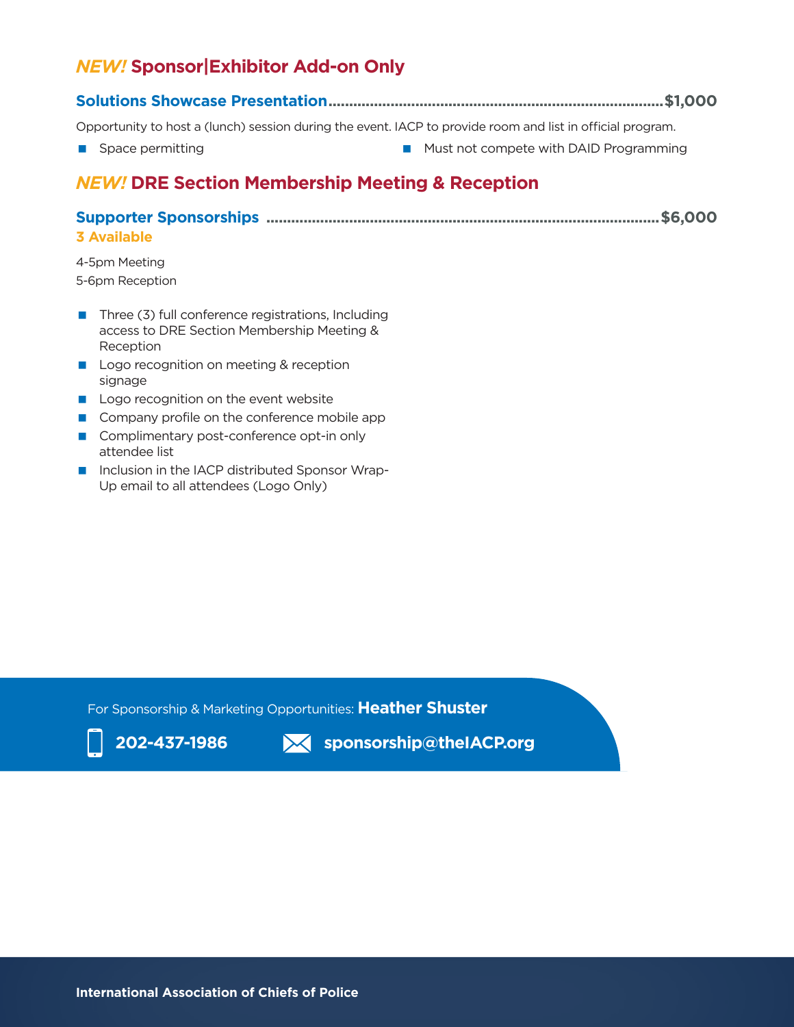## *NEW!* Sponsor|Exhibitor Add-on Only

### Solutions Showcase Presentation ........................................ $1,000

Opportunity to host a (lunch) session during the event. IACP to provide room and list in official program.

- Space permitting
- Must not compete with DAID Programming

## *NEW!* DRE Section Membership Meeting & Reception

### Supporter Sponsorships ........................................ $6,000

**3 Available**

4-5pm Meeting
5-6pm Reception

- Three (3) full conference registrations, Including access to DRE Section Membership Meeting & Reception
- Logo recognition on meeting & reception signage
- Logo recognition on the event website
- Company profile on the conference mobile app
- Complimentary post-conference opt-in only attendee list
- Inclusion in the IACP distributed Sponsor Wrap-Up email to all attendees (Logo Only)

For Sponsorship & Marketing Opportunities: **Heather Shuster**

**202-437-1986** **sponsorship@theIACP.org**

**International Association of Chiefs of Police**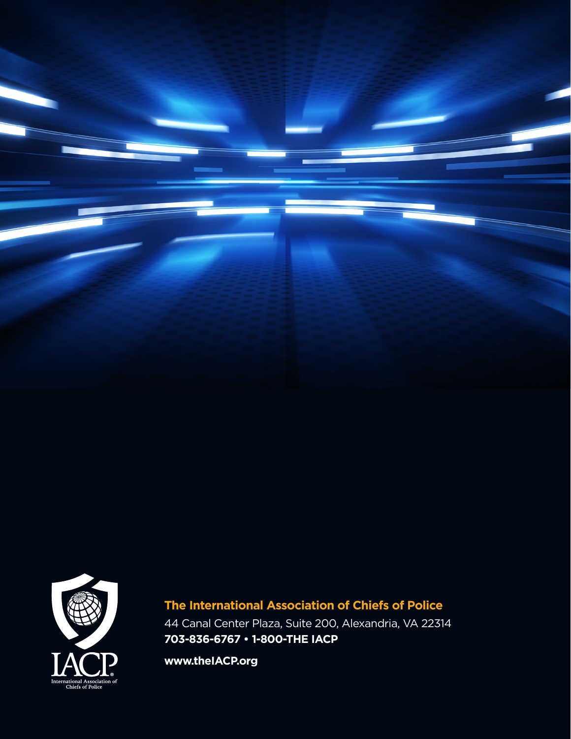**The International Association of Chiefs of Police**

44 Canal Center Plaza, Suite 200, Alexandria, VA 22314

**703-836-6767 • 1-800-THE IACP**

**www.theIACP.org**